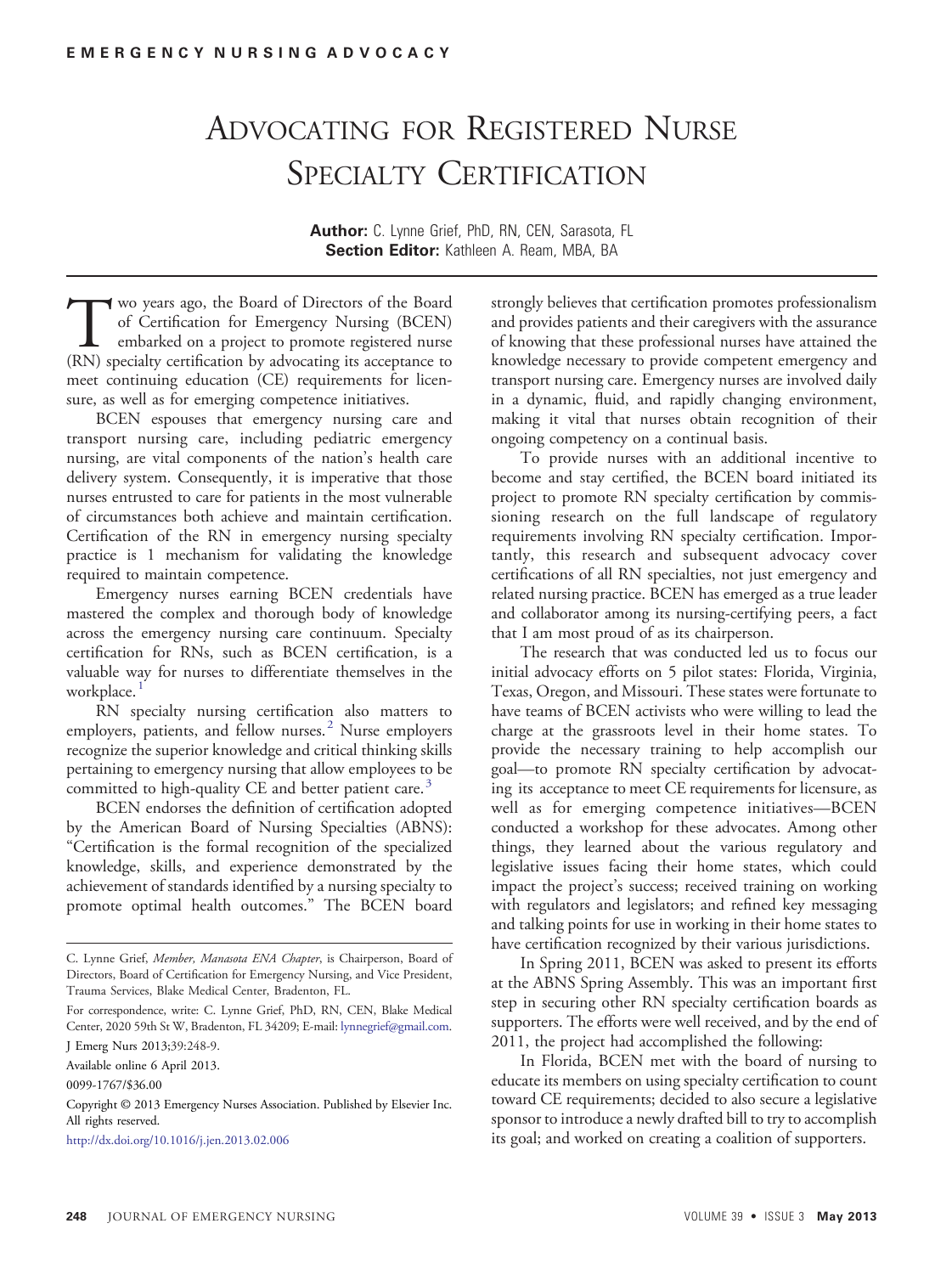EMERGENCY NURSING ADVOCACY

# Advocating for Registered Nurse Specialty Certification

**Author:** C. Lynne Grief, PhD, RN, CEN, Sarasota, FL
**Section Editor:** Kathleen A. Ream, MBA, BA

Two years ago, the Board of Directors of the Board of Certification for Emergency Nursing (BCEN) embarked on a project to promote registered nurse (RN) specialty certification by advocating its acceptance to meet continuing education (CE) requirements for licensure, as well as for emerging competence initiatives.

BCEN espouses that emergency nursing care and transport nursing care, including pediatric emergency nursing, are vital components of the nation's health care delivery system. Consequently, it is imperative that those nurses entrusted to care for patients in the most vulnerable of circumstances both achieve and maintain certification. Certification of the RN in emergency nursing specialty practice is 1 mechanism for validating the knowledge required to maintain competence.

Emergency nurses earning BCEN credentials have mastered the complex and thorough body of knowledge across the emergency nursing care continuum. Specialty certification for RNs, such as BCEN certification, is a valuable way for nurses to differentiate themselves in the workplace.[1]

RN specialty nursing certification also matters to employers, patients, and fellow nurses.[2] Nurse employers recognize the superior knowledge and critical thinking skills pertaining to emergency nursing that allow employees to be committed to high-quality CE and better patient care.[3]

BCEN endorses the definition of certification adopted by the American Board of Nursing Specialties (ABNS): "Certification is the formal recognition of the specialized knowledge, skills, and experience demonstrated by the achievement of standards identified by a nursing specialty to promote optimal health outcomes." The BCEN board strongly believes that certification promotes professionalism and provides patients and their caregivers with the assurance of knowing that these professional nurses have attained the knowledge necessary to provide competent emergency and transport nursing care. Emergency nurses are involved daily in a dynamic, fluid, and rapidly changing environment, making it vital that nurses obtain recognition of their ongoing competency on a continual basis.

To provide nurses with an additional incentive to become and stay certified, the BCEN board initiated its project to promote RN specialty certification by commissioning research on the full landscape of regulatory requirements involving RN specialty certification. Importantly, this research and subsequent advocacy cover certifications of all RN specialties, not just emergency and related nursing practice. BCEN has emerged as a true leader and collaborator among its nursing-certifying peers, a fact that I am most proud of as its chairperson.

The research that was conducted led us to focus our initial advocacy efforts on 5 pilot states: Florida, Virginia, Texas, Oregon, and Missouri. These states were fortunate to have teams of BCEN activists who were willing to lead the charge at the grassroots level in their home states. To provide the necessary training to help accomplish our goal—to promote RN specialty certification by advocating its acceptance to meet CE requirements for licensure, as well as for emerging competence initiatives—BCEN conducted a workshop for these advocates. Among other things, they learned about the various regulatory and legislative issues facing their home states, which could impact the project's success; received training on working with regulators and legislators; and refined key messaging and talking points for use in working in their home states to have certification recognized by their various jurisdictions.

In Spring 2011, BCEN was asked to present its efforts at the ABNS Spring Assembly. This was an important first step in securing other RN specialty certification boards as supporters. The efforts were well received, and by the end of 2011, the project had accomplished the following:

In Florida, BCEN met with the board of nursing to educate its members on using specialty certification to count toward CE requirements; decided to also secure a legislative sponsor to introduce a newly drafted bill to try to accomplish its goal; and worked on creating a coalition of supporters.

---

C. Lynne Grief, *Member, Manasota ENA Chapter*, is Chairperson, Board of Directors, Board of Certification for Emergency Nursing, and Vice President, Trauma Services, Blake Medical Center, Bradenton, FL.

For correspondence, write: C. Lynne Grief, PhD, RN, CEN, Blake Medical Center, 2020 59th St W, Bradenton, FL 34209; E-mail: lynnegrief@gmail.com.

J Emerg Nurs 2013;39:248-9.

Available online 6 April 2013.

0099-1767/$36.00

Copyright © 2013 Emergency Nurses Association. Published by Elsevier Inc. All rights reserved.

http://dx.doi.org/10.1016/j.jen.2013.02.006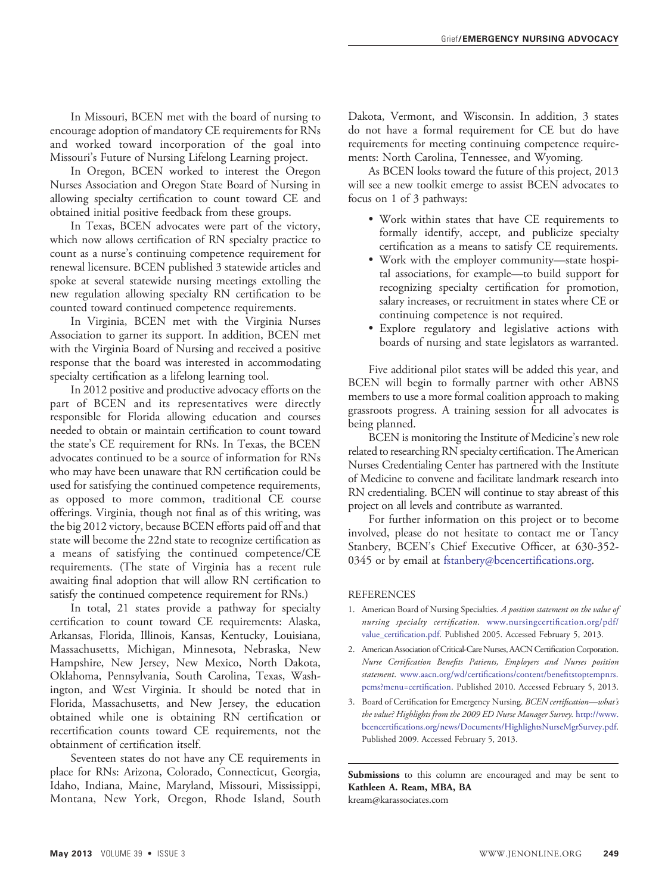In Missouri, BCEN met with the board of nursing to encourage adoption of mandatory CE requirements for RNs and worked toward incorporation of the goal into Missouri's Future of Nursing Lifelong Learning project.

In Oregon, BCEN worked to interest the Oregon Nurses Association and Oregon State Board of Nursing in allowing specialty certification to count toward CE and obtained initial positive feedback from these groups.

In Texas, BCEN advocates were part of the victory, which now allows certification of RN specialty practice to count as a nurse's continuing competence requirement for renewal licensure. BCEN published 3 statewide articles and spoke at several statewide nursing meetings extolling the new regulation allowing specialty RN certification to be counted toward continued competence requirements.

In Virginia, BCEN met with the Virginia Nurses Association to garner its support. In addition, BCEN met with the Virginia Board of Nursing and received a positive response that the board was interested in accommodating specialty certification as a lifelong learning tool.

In 2012 positive and productive advocacy efforts on the part of BCEN and its representatives were directly responsible for Florida allowing education and courses needed to obtain or maintain certification to count toward the state's CE requirement for RNs. In Texas, the BCEN advocates continued to be a source of information for RNs who may have been unaware that RN certification could be used for satisfying the continued competence requirements, as opposed to more common, traditional CE course offerings. Virginia, though not final as of this writing, was the big 2012 victory, because BCEN efforts paid off and that state will become the 22nd state to recognize certification as a means of satisfying the continued competence/CE requirements. (The state of Virginia has a recent rule awaiting final adoption that will allow RN certification to satisfy the continued competence requirement for RNs.)

In total, 21 states provide a pathway for specialty certification to count toward CE requirements: Alaska, Arkansas, Florida, Illinois, Kansas, Kentucky, Louisiana, Massachusetts, Michigan, Minnesota, Nebraska, New Hampshire, New Jersey, New Mexico, North Dakota, Oklahoma, Pennsylvania, South Carolina, Texas, Washington, and West Virginia. It should be noted that in Florida, Massachusetts, and New Jersey, the education obtained while one is obtaining RN certification or recertification counts toward CE requirements, not the obtainment of certification itself.

Seventeen states do not have any CE requirements in place for RNs: Arizona, Colorado, Connecticut, Georgia, Idaho, Indiana, Maine, Maryland, Missouri, Mississippi, Montana, New York, Oregon, Rhode Island, South Dakota, Vermont, and Wisconsin. In addition, 3 states do not have a formal requirement for CE but do have requirements for meeting continuing competence requirements: North Carolina, Tennessee, and Wyoming.

As BCEN looks toward the future of this project, 2013 will see a new toolkit emerge to assist BCEN advocates to focus on 1 of 3 pathways:

- Work within states that have CE requirements to formally identify, accept, and publicize specialty certification as a means to satisfy CE requirements.
- Work with the employer community—state hospital associations, for example—to build support for recognizing specialty certification for promotion, salary increases, or recruitment in states where CE or continuing competence is not required.
- Explore regulatory and legislative actions with boards of nursing and state legislators as warranted.

Five additional pilot states will be added this year, and BCEN will begin to formally partner with other ABNS members to use a more formal coalition approach to making grassroots progress. A training session for all advocates is being planned.

BCEN is monitoring the Institute of Medicine's new role related to researching RN specialty certification. The American Nurses Credentialing Center has partnered with the Institute of Medicine to convene and facilitate landmark research into RN credentialing. BCEN will continue to stay abreast of this project on all levels and contribute as warranted.

For further information on this project or to become involved, please do not hesitate to contact me or Tancy Stanbery, BCEN's Chief Executive Officer, at 630-352-0345 or by email at fstanbery@bcencertifications.org.

## REFERENCES

1. American Board of Nursing Specialties. *A position statement on the value of nursing specialty certification*. www.nursingcertification.org/pdf/value_certification.pdf. Published 2005. Accessed February 5, 2013.
2. American Association of Critical-Care Nurses, AACN Certification Corporation. *Nurse Certification Benefits Patients, Employers and Nurses position statement*. www.aacn.org/wd/certifications/content/benefitstoptempnrs.pcms?menu=certification. Published 2010. Accessed February 5, 2013.
3. Board of Certification for Emergency Nursing. *BCEN certification—what's the value? Highlights from the 2009 ED Nurse Manager Survey.* http://www.bcencertifications.org/news/Documents/HighlightsNurseMgrSurvey.pdf. Published 2009. Accessed February 5, 2013.

**Submissions** to this column are encouraged and may be sent to **Kathleen A. Ream, MBA, BA**
kream@karassociates.com